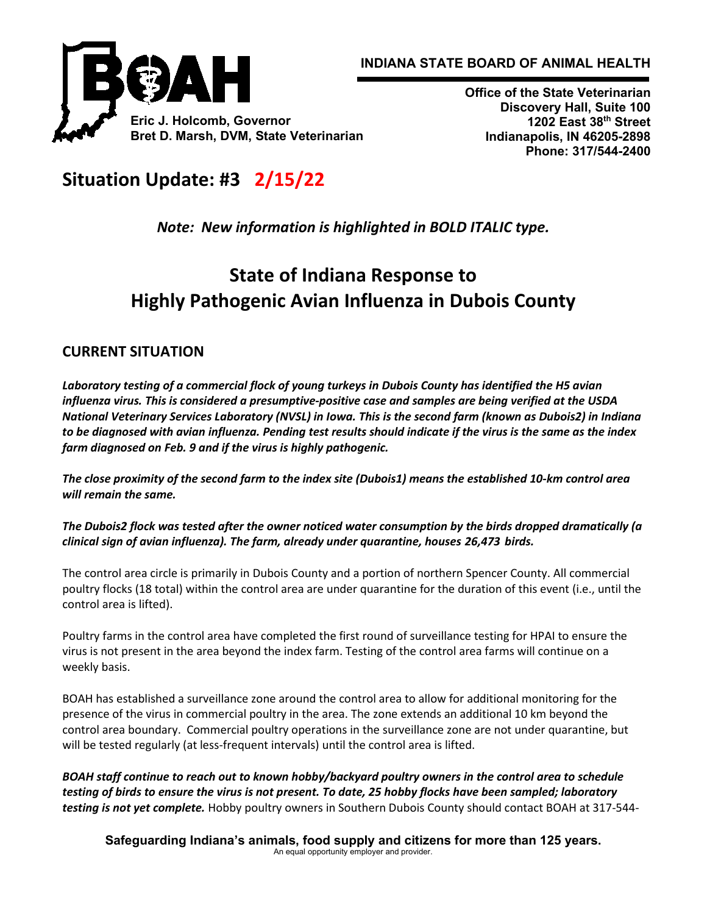**INDIANA STATE BOARD OF ANIMAL HEALTH**

**Eric J. Holcomb, Governor**
**Bret D. Marsh, DVM, State Veterinarian**

**Office of the State Veterinarian**
**Discovery Hall, Suite 100**
**1202 East 38th Street**
**Indianapolis, IN 46205-2898**
**Phone: 317/544-2400**

# Situation Update: #3 2/15/22

*Note: New information is highlighted in BOLD ITALIC type.*

# State of Indiana Response to Highly Pathogenic Avian Influenza in Dubois County

## CURRENT SITUATION

***Laboratory testing of a commercial flock of young turkeys in Dubois County has identified the H5 avian influenza virus. This is considered a presumptive-positive case and samples are being verified at the USDA National Veterinary Services Laboratory (NVSL) in Iowa. This is the second farm (known as Dubois2) in Indiana to be diagnosed with avian influenza. Pending test results should indicate if the virus is the same as the index farm diagnosed on Feb. 9 and if the virus is highly pathogenic.***

***The close proximity of the second farm to the index site (Dubois1) means the established 10-km control area will remain the same.***

***The Dubois2 flock was tested after the owner noticed water consumption by the birds dropped dramatically (a clinical sign of avian influenza). The farm, already under quarantine, houses 26,473 birds.***

The control area circle is primarily in Dubois County and a portion of northern Spencer County. All commercial poultry flocks (18 total) within the control area are under quarantine for the duration of this event (i.e., until the control area is lifted).

Poultry farms in the control area have completed the first round of surveillance testing for HPAI to ensure the virus is not present in the area beyond the index farm. Testing of the control area farms will continue on a weekly basis.

BOAH has established a surveillance zone around the control area to allow for additional monitoring for the presence of the virus in commercial poultry in the area. The zone extends an additional 10 km beyond the control area boundary. Commercial poultry operations in the surveillance zone are not under quarantine, but will be tested regularly (at less-frequent intervals) until the control area is lifted.

***BOAH staff continue to reach out to known hobby/backyard poultry owners in the control area to schedule testing of birds to ensure the virus is not present. To date, 25 hobby flocks have been sampled; laboratory testing is not yet complete.*** Hobby poultry owners in Southern Dubois County should contact BOAH at 317-544-

**Safeguarding Indiana's animals, food supply and citizens for more than 125 years.**
An equal opportunity employer and provider.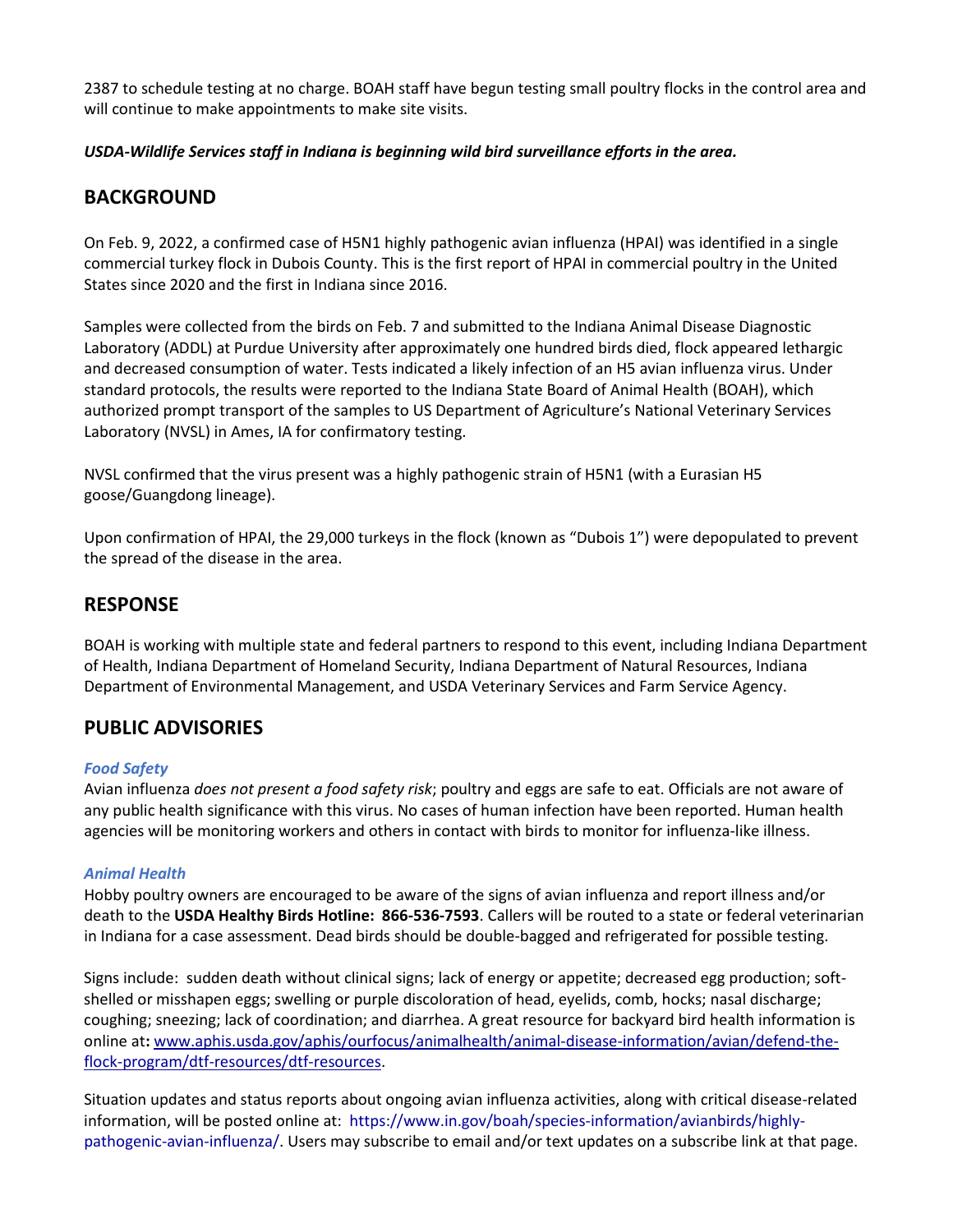2387 to schedule testing at no charge. BOAH staff have begun testing small poultry flocks in the control area and will continue to make appointments to make site visits.

***USDA-Wildlife Services staff in Indiana is beginning wild bird surveillance efforts in the area.***

## BACKGROUND

On Feb. 9, 2022, a confirmed case of H5N1 highly pathogenic avian influenza (HPAI) was identified in a single commercial turkey flock in Dubois County. This is the first report of HPAI in commercial poultry in the United States since 2020 and the first in Indiana since 2016.

Samples were collected from the birds on Feb. 7 and submitted to the Indiana Animal Disease Diagnostic Laboratory (ADDL) at Purdue University after approximately one hundred birds died, flock appeared lethargic and decreased consumption of water. Tests indicated a likely infection of an H5 avian influenza virus. Under standard protocols, the results were reported to the Indiana State Board of Animal Health (BOAH), which authorized prompt transport of the samples to US Department of Agriculture's National Veterinary Services Laboratory (NVSL) in Ames, IA for confirmatory testing.

NVSL confirmed that the virus present was a highly pathogenic strain of H5N1 (with a Eurasian H5 goose/Guangdong lineage).

Upon confirmation of HPAI, the 29,000 turkeys in the flock (known as "Dubois 1") were depopulated to prevent the spread of the disease in the area.

## RESPONSE

BOAH is working with multiple state and federal partners to respond to this event, including Indiana Department of Health, Indiana Department of Homeland Security, Indiana Department of Natural Resources, Indiana Department of Environmental Management, and USDA Veterinary Services and Farm Service Agency.

## PUBLIC ADVISORIES

### *Food Safety*

Avian influenza *does not present a food safety risk*; poultry and eggs are safe to eat. Officials are not aware of any public health significance with this virus. No cases of human infection have been reported. Human health agencies will be monitoring workers and others in contact with birds to monitor for influenza-like illness.

### *Animal Health*

Hobby poultry owners are encouraged to be aware of the signs of avian influenza and report illness and/or death to the **USDA Healthy Birds Hotline: 866-536-7593**. Callers will be routed to a state or federal veterinarian in Indiana for a case assessment. Dead birds should be double-bagged and refrigerated for possible testing.

Signs include: sudden death without clinical signs; lack of energy or appetite; decreased egg production; soft-shelled or misshapen eggs; swelling or purple discoloration of head, eyelids, comb, hocks; nasal discharge; coughing; sneezing; lack of coordination; and diarrhea. A great resource for backyard bird health information is online at**:** [www.aphis.usda.gov/aphis/ourfocus/animalhealth/animal-disease-information/avian/defend-the-flock-program/dtf-resources/dtf-resources](www.aphis.usda.gov/aphis/ourfocus/animalhealth/animal-disease-information/avian/defend-the-flock-program/dtf-resources/dtf-resources).

Situation updates and status reports about ongoing avian influenza activities, along with critical disease-related information, will be posted online at: https://www.in.gov/boah/species-information/avianbirds/highly-pathogenic-avian-influenza/. Users may subscribe to email and/or text updates on a subscribe link at that page.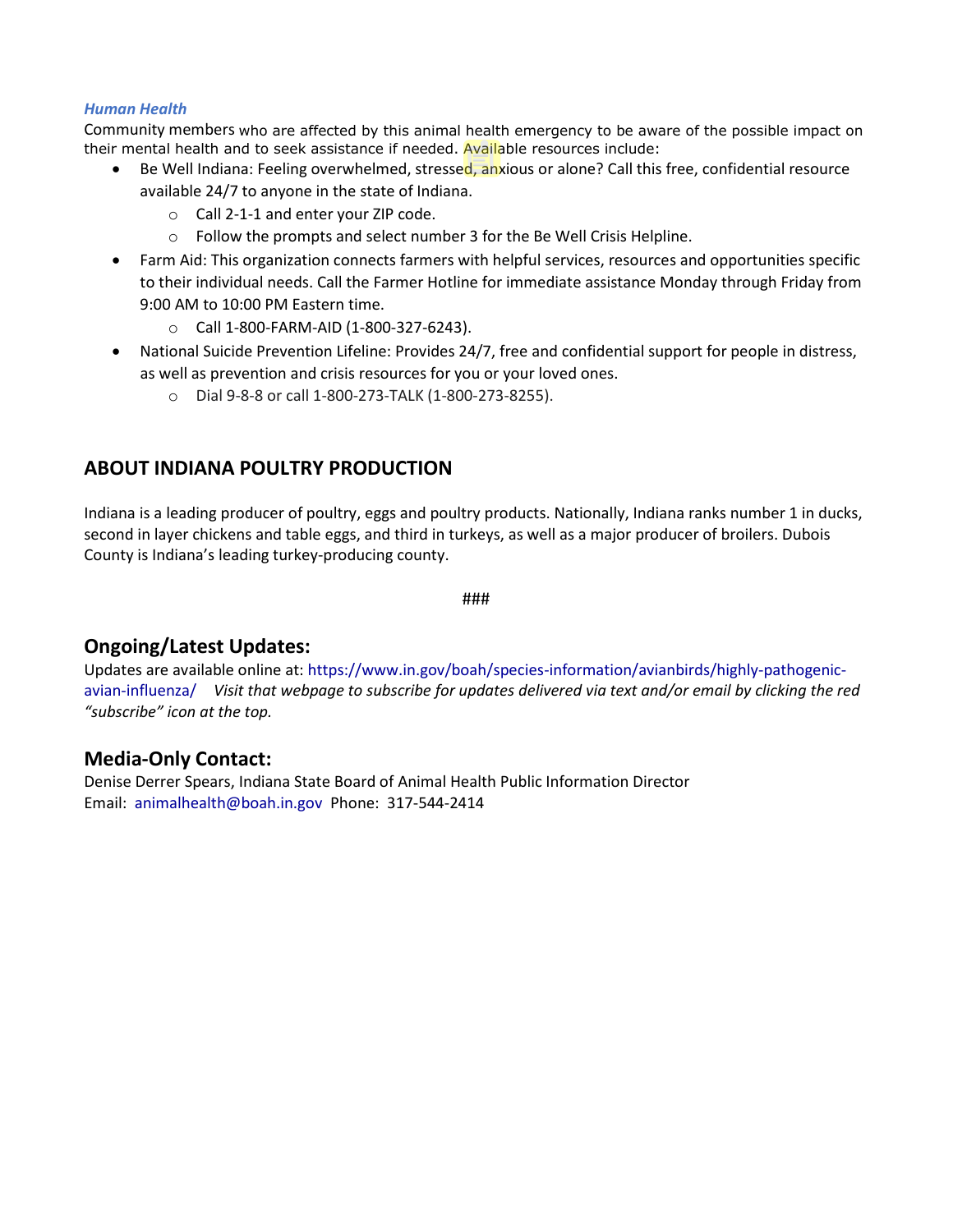*Human Health*

Community members who are affected by this animal health emergency to be aware of the possible impact on their mental health and to seek assistance if needed. Available resources include:

- Be Well Indiana: Feeling overwhelmed, stressed, anxious or alone? Call this free, confidential resource available 24/7 to anyone in the state of Indiana.
  - Call 2-1-1 and enter your ZIP code.
  - Follow the prompts and select number 3 for the Be Well Crisis Helpline.
- Farm Aid: This organization connects farmers with helpful services, resources and opportunities specific to their individual needs. Call the Farmer Hotline for immediate assistance Monday through Friday from 9:00 AM to 10:00 PM Eastern time.
  - Call 1-800-FARM-AID (1-800-327-6243).
- National Suicide Prevention Lifeline: Provides 24/7, free and confidential support for people in distress, as well as prevention and crisis resources for you or your loved ones.
  - Dial 9-8-8 or call 1-800-273-TALK (1-800-273-8255).

## ABOUT INDIANA POULTRY PRODUCTION

Indiana is a leading producer of poultry, eggs and poultry products. Nationally, Indiana ranks number 1 in ducks, second in layer chickens and table eggs, and third in turkeys, as well as a major producer of broilers. Dubois County is Indiana's leading turkey-producing county.

###

## Ongoing/Latest Updates:

Updates are available online at: https://www.in.gov/boah/species-information/avianbirds/highly-pathogenic-avian-influenza/ *Visit that webpage to subscribe for updates delivered via text and/or email by clicking the red "subscribe" icon at the top.*

## Media-Only Contact:

Denise Derrer Spears, Indiana State Board of Animal Health Public Information Director
Email: animalhealth@boah.in.gov Phone: 317-544-2414